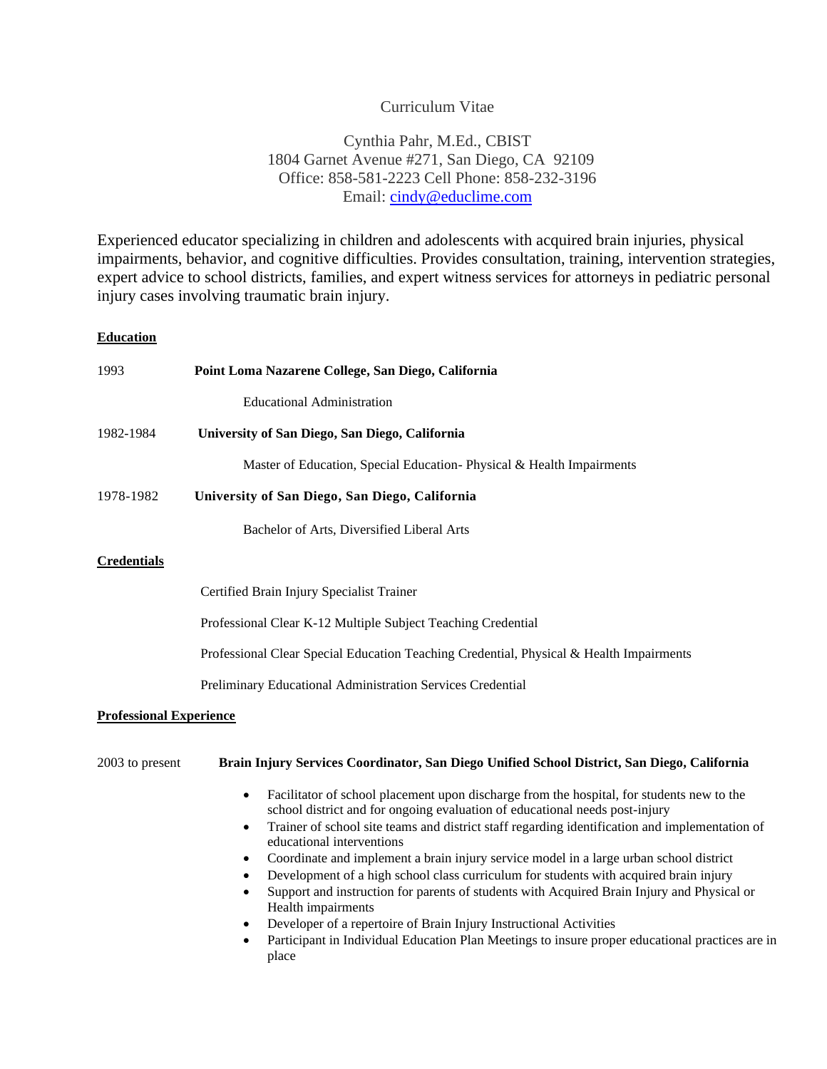# Curriculum Vitae

Cynthia Pahr, M.Ed., CBIST
1804 Garnet Avenue #271, San Diego, CA 92109
Office: 858-581-2223 Cell Phone: 858-232-3196
Email: [cindy@educlime.com](mailto:cindy@educlime.com)

Experienced educator specializing in children and adolescents with acquired brain injuries, physical impairments, behavior, and cognitive difficulties. Provides consultation, training, intervention strategies, expert advice to school districts, families, and expert witness services for attorneys in pediatric personal injury cases involving traumatic brain injury.

## Education

1993 **Point Loma Nazarene College, San Diego, California**

Educational Administration

1982-1984 **University of San Diego, San Diego, California**

Master of Education, Special Education- Physical & Health Impairments

1978-1982 **University of San Diego, San Diego, California**

Bachelor of Arts, Diversified Liberal Arts

## Credentials

Certified Brain Injury Specialist Trainer

Professional Clear K-12 Multiple Subject Teaching Credential

Professional Clear Special Education Teaching Credential, Physical & Health Impairments

Preliminary Educational Administration Services Credential

## Professional Experience

2003 to present **Brain Injury Services Coordinator, San Diego Unified School District, San Diego, California**

- Facilitator of school placement upon discharge from the hospital, for students new to the school district and for ongoing evaluation of educational needs post-injury
- Trainer of school site teams and district staff regarding identification and implementation of educational interventions
- Coordinate and implement a brain injury service model in a large urban school district
- Development of a high school class curriculum for students with acquired brain injury
- Support and instruction for parents of students with Acquired Brain Injury and Physical or Health impairments
- Developer of a repertoire of Brain Injury Instructional Activities
- Participant in Individual Education Plan Meetings to insure proper educational practices are in place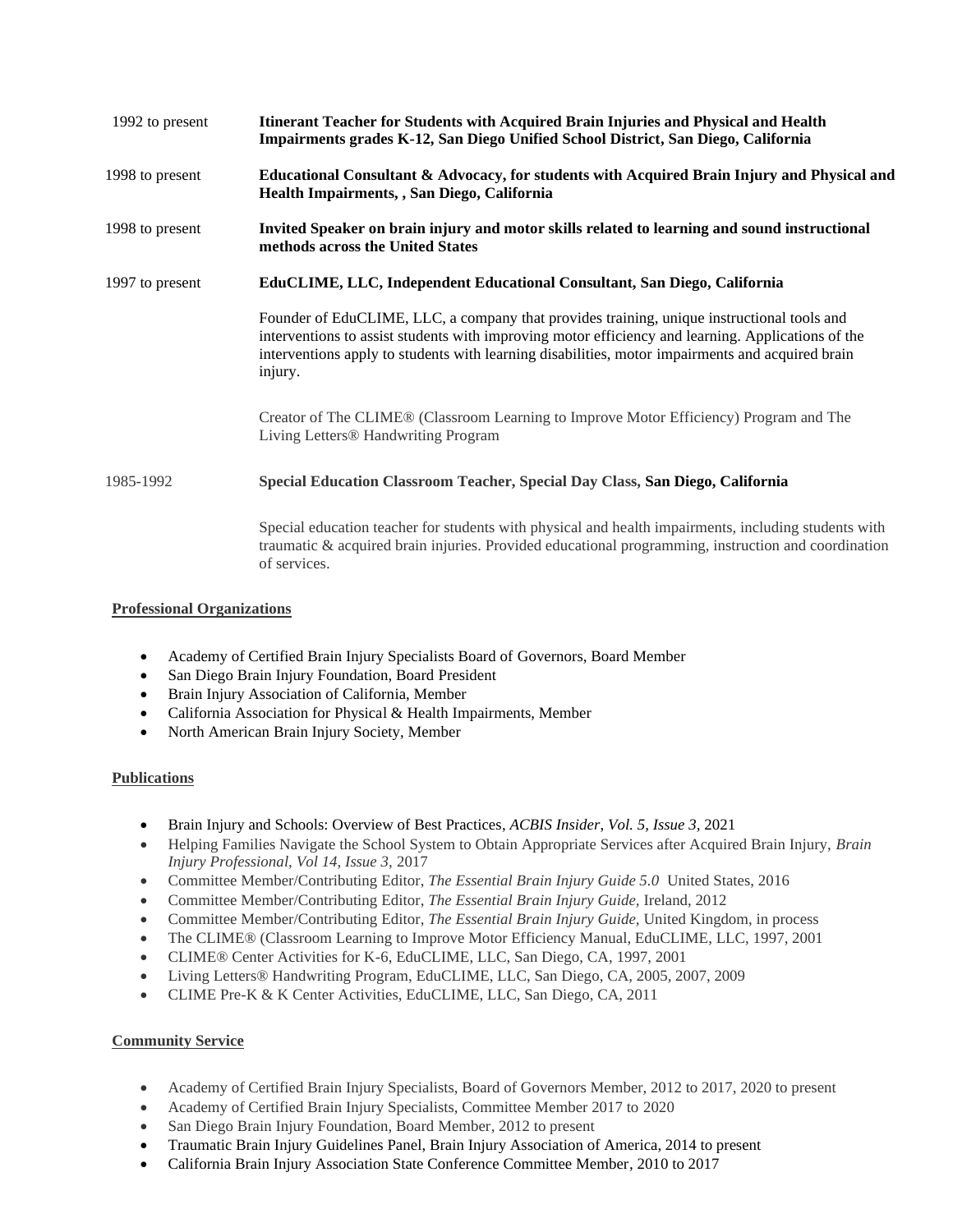1992 to present **Itinerant Teacher for Students with Acquired Brain Injuries and Physical and Health Impairments grades K-12, San Diego Unified School District, San Diego, California**

1998 to present **Educational Consultant & Advocacy, for students with Acquired Brain Injury and Physical and Health Impairments, , San Diego, California**

1998 to present **Invited Speaker on brain injury and motor skills related to learning and sound instructional methods across the United States**

1997 to present **EduCLIME, LLC, Independent Educational Consultant, San Diego, California**

Founder of EduCLIME, LLC, a company that provides training, unique instructional tools and interventions to assist students with improving motor efficiency and learning. Applications of the interventions apply to students with learning disabilities, motor impairments and acquired brain injury.

Creator of The CLIME® (Classroom Learning to Improve Motor Efficiency) Program and The Living Letters® Handwriting Program

1985-1992 **Special Education Classroom Teacher, Special Day Class, San Diego, California**

Special education teacher for students with physical and health impairments, including students with traumatic & acquired brain injuries. Provided educational programming, instruction and coordination of services.

**Professional Organizations**

- Academy of Certified Brain Injury Specialists Board of Governors, Board Member
- San Diego Brain Injury Foundation, Board President
- Brain Injury Association of California, Member
- California Association for Physical & Health Impairments, Member
- North American Brain Injury Society, Member

**Publications**

- Brain Injury and Schools: Overview of Best Practices, *ACBIS Insider, Vol. 5, Issue 3*, 2021
- Helping Families Navigate the School System to Obtain Appropriate Services after Acquired Brain Injury, *Brain Injury Professional, Vol 14, Issue 3,* 2017
- Committee Member/Contributing Editor, *The Essential Brain Injury Guide 5.0* United States, 2016
- Committee Member/Contributing Editor, *The Essential Brain Injury Guide*, Ireland, 2012
- Committee Member/Contributing Editor, *The Essential Brain Injury Guide,* United Kingdom, in process
- The CLIME® (Classroom Learning to Improve Motor Efficiency Manual, EduCLIME, LLC, 1997, 2001
- CLIME® Center Activities for K-6, EduCLIME, LLC, San Diego, CA, 1997, 2001
- Living Letters® Handwriting Program, EduCLIME, LLC, San Diego, CA, 2005, 2007, 2009
- CLIME Pre-K & K Center Activities, EduCLIME, LLC, San Diego, CA, 2011

**Community Service**

- Academy of Certified Brain Injury Specialists, Board of Governors Member, 2012 to 2017, 2020 to present
- Academy of Certified Brain Injury Specialists, Committee Member 2017 to 2020
- San Diego Brain Injury Foundation, Board Member, 2012 to present
- Traumatic Brain Injury Guidelines Panel, Brain Injury Association of America, 2014 to present
- California Brain Injury Association State Conference Committee Member, 2010 to 2017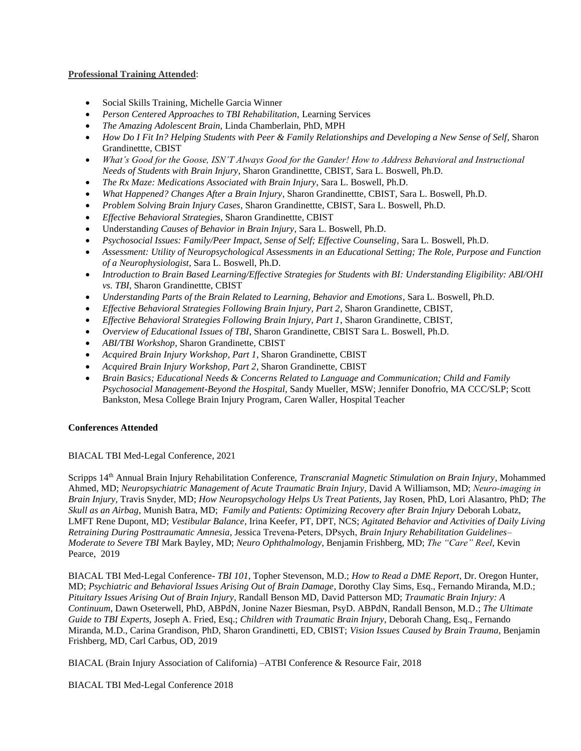**Professional Training Attended**:

- Social Skills Training, Michelle Garcia Winner
- *Person Centered Approaches to TBI Rehabilitation,* Learning Services
- *The Amazing Adolescent Brain,* Linda Chamberlain, PhD, MPH
- *How Do I Fit In? Helping Students with Peer & Family Relationships and Developing a New Sense of Self,* Sharon Grandinettte, CBIST
- *What's Good for the Goose, ISN'T Always Good for the Gander! How to Address Behavioral and Instructional Needs of Students with Brain Injury*, Sharon Grandinettte, CBIST, Sara L. Boswell, Ph.D.
- *The Rx Maze: Medications Associated with Brain Injury*, Sara L. Boswell, Ph.D.
- *What Happened? Changes After a Brain Injury*, Sharon Grandinettte, CBIST, Sara L. Boswell, Ph.D.
- *Problem Solving Brain Injury Cases*, Sharon Grandinettte, CBIST, Sara L. Boswell, Ph.D.
- *Effective Behavioral Strategies*, Sharon Grandinettte, CBIST
- Understand*ing Causes of Behavior in Brain Injury*, Sara L. Boswell, Ph.D.
- *Psychosocial Issues: Family/Peer Impact, Sense of Self; Effective Counseling*, Sara L. Boswell, Ph.D.
- *Assessment: Utility of Neuropsychological Assessments in an Educational Setting; The Role, Purpose and Function of a Neurophysiologist*, Sara L. Boswell, Ph.D.
- *Introduction to Brain Based Learning/Effective Strategies for Students with BI: Understanding Eligibility: ABI/OHI vs. TBI*, Sharon Grandinettte, CBIST
- *Understanding Parts of the Brain Related to Learning, Behavior and Emotions*, Sara L. Boswell, Ph.D.
- *Effective Behavioral Strategies Following Brain Injury, Part 2*, Sharon Grandinette, CBIST,
- *Effective Behavioral Strategies Following Brain Injury, Part 1*, Sharon Grandinette, CBIST,
- *Overview of Educational Issues of TBI*, Sharon Grandinette, CBIST Sara L. Boswell, Ph.D.
- *ABI/TBI Workshop,* Sharon Grandinette, CBIST
- *Acquired Brain Injury Workshop, Part 1*, Sharon Grandinette, CBIST
- *Acquired Brain Injury Workshop, Part 2*, Sharon Grandinette, CBIST
- *Brain Basics; Educational Needs & Concerns Related to Language and Communication; Child and Family Psychosocial Management-Beyond the Hospital,* Sandy Mueller, MSW; Jennifer Donofrio, MA CCC/SLP; Scott Bankston, Mesa College Brain Injury Program, Caren Waller, Hospital Teacher

**Conferences Attended**

BIACAL TBI Med-Legal Conference, 2021

Scripps 14th Annual Brain Injury Rehabilitation Conference, *Transcranial Magnetic Stimulation on Brain Injury*, Mohammed Ahmed, MD; *Neuropsychiatric Management of Acute Traumatic Brain Injury,* David A Williamson, MD; *Neuro-imaging in Brain Injury*, Travis Snyder, MD; *How Neuropsychology Helps Us Treat Patients*, Jay Rosen, PhD, Lori Alasantro, PhD; *The Skull as an Airbag*, Munish Batra, MD; *Family and Patients: Optimizing Recovery after Brain Injury* Deborah Lobatz, LMFT Rene Dupont, MD; *Vestibular Balance*, Irina Keefer, PT, DPT, NCS; *Agitated Behavior and Activities of Daily Living Retraining During Posttraumatic Amnesia,* Jessica Trevena-Peters, DPsych, *Brain Injury Rehabilitation Guidelines– Moderate to Severe TBI* Mark Bayley, MD; *Neuro Ophthalmology*, Benjamin Frishberg, MD; *The "Care" Reel*, Kevin Pearce, 2019

BIACAL TBI Med-Legal Conference- *TBI 101*, Topher Stevenson, M.D.; *How to Read a DME Report*, Dr. Oregon Hunter, MD; *Psychiatric and Behavioral Issues Arising Out of Brain Damage*, Dorothy Clay Sims, Esq., Fernando Miranda, M.D.; *Pituitary Issues Arising Out of Brain Injury*, Randall Benson MD, David Patterson MD; *Traumatic Brain Injury: A Continuum*, Dawn Oseterwell, PhD, ABPdN, Jonine Nazer Biesman, PsyD. ABPdN, Randall Benson, M.D.; *The Ultimate Guide to TBI Experts*, Joseph A. Fried, Esq.; *Children with Traumatic Brain Injury*, Deborah Chang, Esq., Fernando Miranda, M.D., Carina Grandison, PhD, Sharon Grandinetti, ED, CBIST; *Vision Issues Caused by Brain Trauma*, Benjamin Frishberg, MD, Carl Carbus, OD, 2019

BIACAL (Brain Injury Association of California) –ATBI Conference & Resource Fair, 2018

BIACAL TBI Med-Legal Conference 2018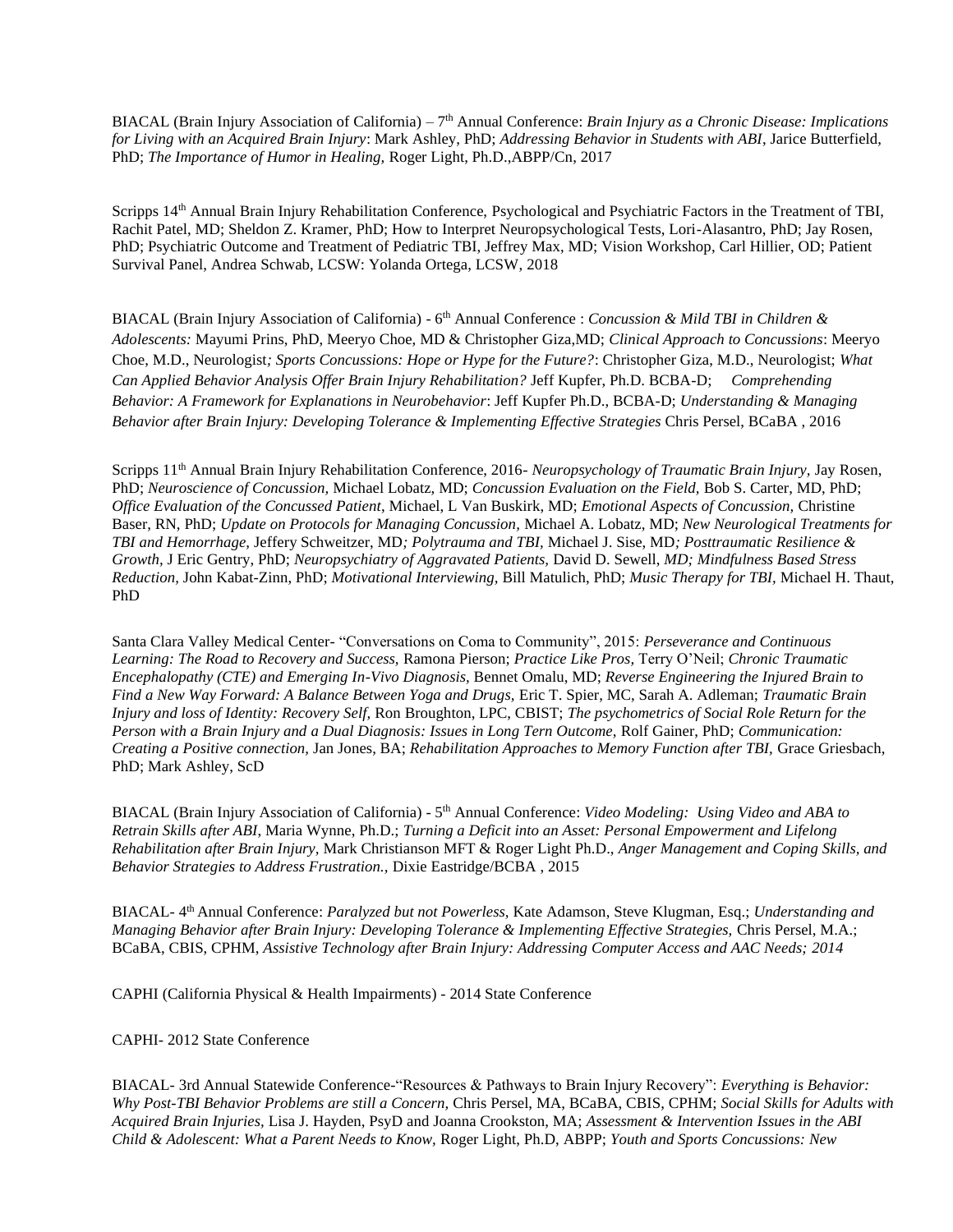BIACAL (Brain Injury Association of California) – 7th Annual Conference: *Brain Injury as a Chronic Disease: Implications for Living with an Acquired Brain Injury*: Mark Ashley, PhD; *Addressing Behavior in Students with ABI*, Jarice Butterfield, PhD; *The Importance of Humor in Healing,* Roger Light, Ph.D.,ABPP/Cn, 2017

Scripps 14th Annual Brain Injury Rehabilitation Conference, Psychological and Psychiatric Factors in the Treatment of TBI, Rachit Patel, MD; Sheldon Z. Kramer, PhD; How to Interpret Neuropsychological Tests, Lori-Alasantro, PhD; Jay Rosen, PhD; Psychiatric Outcome and Treatment of Pediatric TBI, Jeffrey Max, MD; Vision Workshop, Carl Hillier, OD; Patient Survival Panel, Andrea Schwab, LCSW: Yolanda Ortega, LCSW, 2018

BIACAL (Brain Injury Association of California) - 6th Annual Conference : *Concussion & Mild TBI in Children & Adolescents:* Mayumi Prins, PhD, Meeryo Choe, MD & Christopher Giza,MD; *Clinical Approach to Concussions*: Meeryo Choe, M.D., Neurologist*; Sports Concussions: Hope or Hype for the Future?*: Christopher Giza, M.D., Neurologist; *What Can Applied Behavior Analysis Offer Brain Injury Rehabilitation?* Jeff Kupfer, Ph.D. BCBA-D; *Comprehending Behavior: A Framework for Explanations in Neurobehavior*: Jeff Kupfer Ph.D., BCBA-D; *Understanding & Managing Behavior after Brain Injury: Developing Tolerance & Implementing Effective Strategies* Chris Persel, BCaBA , 2016

Scripps 11th Annual Brain Injury Rehabilitation Conference, 2016- *Neuropsychology of Traumatic Brain Injury,* Jay Rosen, PhD; *Neuroscience of Concussion,* Michael Lobatz, MD; *Concussion Evaluation on the Field,* Bob S. Carter, MD, PhD; *Office Evaluation of the Concussed Patient*, Michael, L Van Buskirk, MD; *Emotional Aspects of Concussion,* Christine Baser, RN, PhD; *Update on Protocols for Managing Concussion,* Michael A. Lobatz, MD; *New Neurological Treatments for TBI and Hemorrhage,* Jeffery Schweitzer, MD*; Polytrauma and TBI,* Michael J. Sise, MD*; Posttraumatic Resilience & Growth,* J Eric Gentry, PhD; *Neuropsychiatry of Aggravated Patients,* David D. Sewell, *MD; Mindfulness Based Stress Reduction,* John Kabat-Zinn, PhD; *Motivational Interviewing,* Bill Matulich, PhD; *Music Therapy for TBI,* Michael H. Thaut, PhD

Santa Clara Valley Medical Center- "Conversations on Coma to Community", 2015: *Perseverance and Continuous Learning: The Road to Recovery and Success,* Ramona Pierson; *Practice Like Pros,* Terry O'Neil; *Chronic Traumatic Encephalopathy (CTE) and Emerging In-Vivo Diagnosis,* Bennet Omalu, MD; *Reverse Engineering the Injured Brain to Find a New Way Forward: A Balance Between Yoga and Drugs,* Eric T. Spier, MC, Sarah A. Adleman; *Traumatic Brain Injury and loss of Identity: Recovery Self,* Ron Broughton, LPC, CBIST; *The psychometrics of Social Role Return for the Person with a Brain Injury and a Dual Diagnosis: Issues in Long Tern Outcome,* Rolf Gainer, PhD; *Communication: Creating a Positive connection,* Jan Jones, BA; *Rehabilitation Approaches to Memory Function after TBI,* Grace Griesbach, PhD; Mark Ashley, ScD

BIACAL (Brain Injury Association of California) - 5th Annual Conference: *Video Modeling: Using Video and ABA to Retrain Skills after ABI*, Maria Wynne, Ph.D.; *Turning a Deficit into an Asset: Personal Empowerment and Lifelong Rehabilitation after Brain Injury,* Mark Christianson MFT & Roger Light Ph.D., *Anger Management and Coping Skills, and Behavior Strategies to Address Frustration.,* Dixie Eastridge/BCBA , 2015

BIACAL- 4th Annual Conference: *Paralyzed but not Powerless,* Kate Adamson, Steve Klugman, Esq.; *Understanding and Managing Behavior after Brain Injury: Developing Tolerance & Implementing Effective Strategies,* Chris Persel, M.A.; BCaBA, CBIS, CPHM, *Assistive Technology after Brain Injury: Addressing Computer Access and AAC Needs; 2014*

CAPHI (California Physical & Health Impairments) - 2014 State Conference

CAPHI- 2012 State Conference

BIACAL- 3rd Annual Statewide Conference-"Resources & Pathways to Brain Injury Recovery": *Everything is Behavior: Why Post-TBI Behavior Problems are still a Concern,* Chris Persel, MA, BCaBA, CBIS, CPHM; *Social Skills for Adults with Acquired Brain Injuries,* Lisa J. Hayden, PsyD and Joanna Crookston, MA; *Assessment & Intervention Issues in the ABI Child & Adolescent: What a Parent Needs to Know,* Roger Light, Ph.D, ABPP; *Youth and Sports Concussions: New*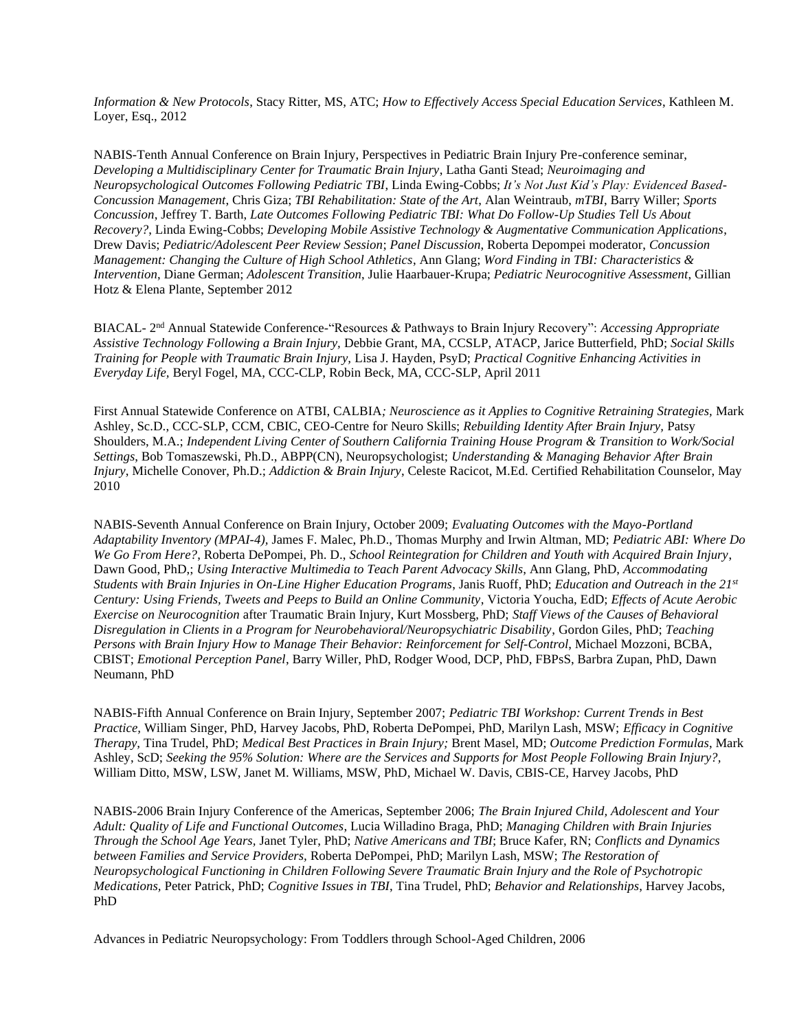*Information & New Protocols*, Stacy Ritter, MS, ATC; *How to Effectively Access Special Education Services*, Kathleen M. Loyer, Esq., 2012

NABIS-Tenth Annual Conference on Brain Injury, Perspectives in Pediatric Brain Injury Pre-conference seminar, *Developing a Multidisciplinary Center for Traumatic Brain Injury*, Latha Ganti Stead; *Neuroimaging and Neuropsychological Outcomes Following Pediatric TBI*, Linda Ewing-Cobbs; *It's Not Just Kid's Play: Evidenced Based-Concussion Management*, Chris Giza; *TBI Rehabilitation: State of the Art*, Alan Weintraub, *mTBI*, Barry Willer; *Sports Concussion*, Jeffrey T. Barth, *Late Outcomes Following Pediatric TBI: What Do Follow-Up Studies Tell Us About Recovery?*, Linda Ewing-Cobbs; *Developing Mobile Assistive Technology & Augmentative Communication Applications*, Drew Davis; *Pediatric/Adolescent Peer Review Session*; *Panel Discussion*, Roberta Depompei moderator, *Concussion Management: Changing the Culture of High School Athletics*, Ann Glang; *Word Finding in TBI: Characteristics & Intervention*, Diane German; *Adolescent Transition*, Julie Haarbauer-Krupa; *Pediatric Neurocognitive Assessment*, Gillian Hotz & Elena Plante, September 2012

BIACAL- 2nd Annual Statewide Conference-"Resources & Pathways to Brain Injury Recovery": *Accessing Appropriate Assistive Technology Following a Brain Injury,* Debbie Grant, MA, CCSLP, ATACP, Jarice Butterfield, PhD; *Social Skills Training for People with Traumatic Brain Injury,* Lisa J. Hayden, PsyD; *Practical Cognitive Enhancing Activities in Everyday Life,* Beryl Fogel, MA, CCC-CLP, Robin Beck, MA, CCC-SLP, April 2011

First Annual Statewide Conference on ATBI, CALBIA*; Neuroscience as it Applies to Cognitive Retraining Strategies,* Mark Ashley, Sc.D., CCC-SLP, CCM, CBIC, CEO-Centre for Neuro Skills; *Rebuilding Identity After Brain Injury,* Patsy Shoulders, M.A.; *Independent Living Center of Southern California Training House Program & Transition to Work/Social Settings*, Bob Tomaszewski, Ph.D., ABPP(CN), Neuropsychologist; *Understanding & Managing Behavior After Brain Injury*, Michelle Conover, Ph.D.; *Addiction & Brain Injury*, Celeste Racicot, M.Ed. Certified Rehabilitation Counselor, May 2010

NABIS-Seventh Annual Conference on Brain Injury, October 2009; *Evaluating Outcomes with the Mayo-Portland Adaptability Inventory (MPAI-4),* James F. Malec, Ph.D., Thomas Murphy and Irwin Altman, MD; *Pediatric ABI: Where Do We Go From Here?*, Roberta DePompei, Ph. D., *School Reintegration for Children and Youth with Acquired Brain Injury*, Dawn Good, PhD,; *Using Interactive Multimedia to Teach Parent Advocacy Skills*, Ann Glang, PhD, *Accommodating Students with Brain Injuries in On-Line Higher Education Programs*, Janis Ruoff, PhD; *Education and Outreach in the 21st Century: Using Friends, Tweets and Peeps to Build an Online Community*, Victoria Youcha, EdD; *Effects of Acute Aerobic Exercise on Neurocognition* after Traumatic Brain Injury, Kurt Mossberg, PhD; *Staff Views of the Causes of Behavioral Disregulation in Clients in a Program for Neurobehavioral/Neuropsychiatric Disability*, Gordon Giles, PhD; *Teaching Persons with Brain Injury How to Manage Their Behavior: Reinforcement for Self-Control*, Michael Mozzoni, BCBA, CBIST; *Emotional Perception Panel*, Barry Willer, PhD, Rodger Wood, DCP, PhD, FBPsS, Barbra Zupan, PhD, Dawn Neumann, PhD

NABIS-Fifth Annual Conference on Brain Injury, September 2007; *Pediatric TBI Workshop: Current Trends in Best Practice,* William Singer, PhD, Harvey Jacobs, PhD, Roberta DePompei, PhD, Marilyn Lash, MSW; *Efficacy in Cognitive Therapy,* Tina Trudel, PhD; *Medical Best Practices in Brain Injury;* Brent Masel, MD; *Outcome Prediction Formulas*, Mark Ashley, ScD; *Seeking the 95% Solution: Where are the Services and Supports for Most People Following Brain Injury?,* William Ditto, MSW, LSW, Janet M. Williams, MSW, PhD, Michael W. Davis, CBIS-CE, Harvey Jacobs, PhD

NABIS-2006 Brain Injury Conference of the Americas, September 2006; *The Brain Injured Child, Adolescent and Your Adult: Quality of Life and Functional Outcomes*, Lucia Willadino Braga, PhD; *Managing Children with Brain Injuries Through the School Age Years,* Janet Tyler, PhD; *Native Americans and TBI*; Bruce Kafer, RN; *Conflicts and Dynamics between Families and Service Providers,* Roberta DePompei, PhD; Marilyn Lash, MSW; *The Restoration of Neuropsychological Functioning in Children Following Severe Traumatic Brain Injury and the Role of Psychotropic Medications*, Peter Patrick, PhD; *Cognitive Issues in TBI*, Tina Trudel, PhD; *Behavior and Relationships,* Harvey Jacobs, PhD

Advances in Pediatric Neuropsychology: From Toddlers through School-Aged Children, 2006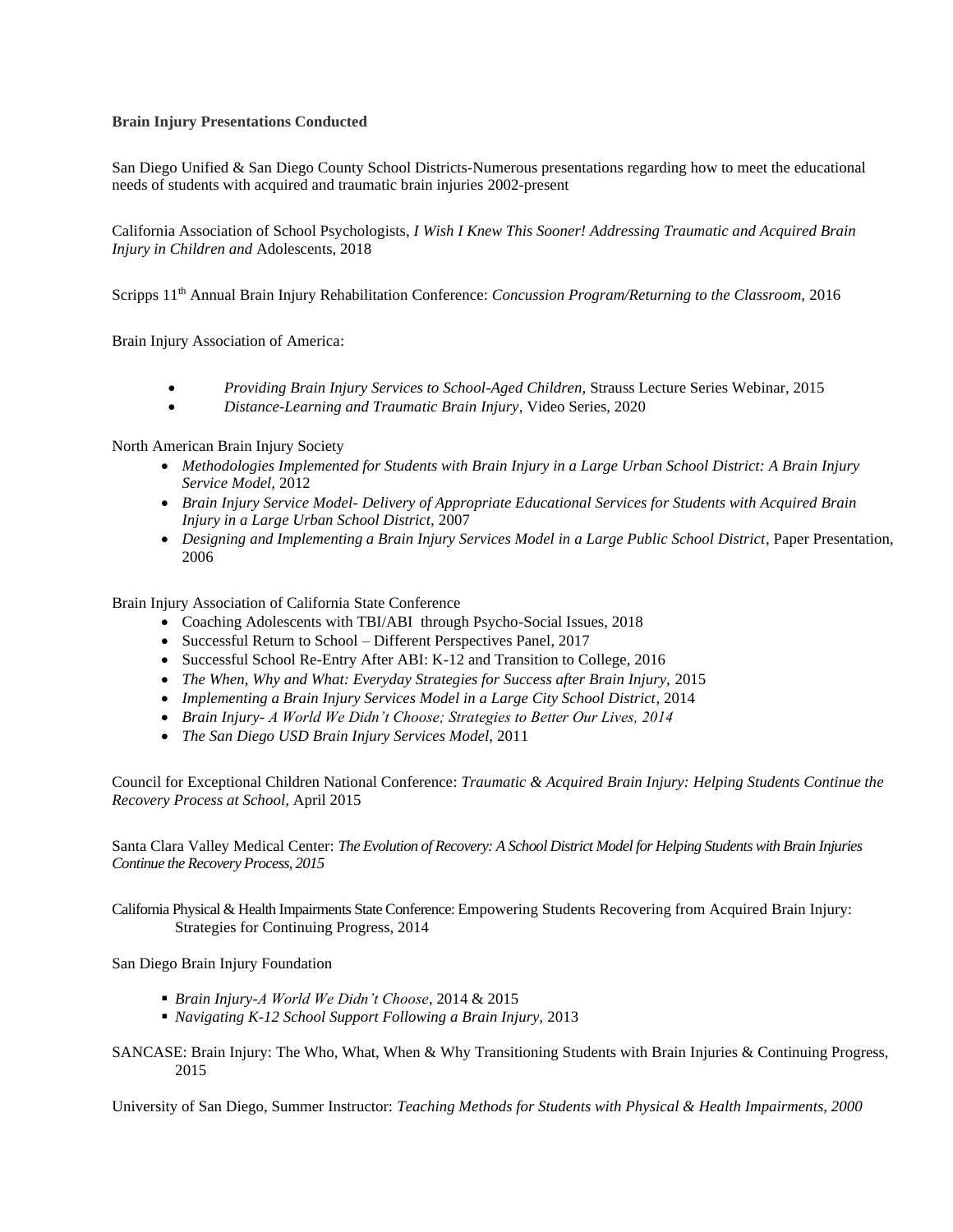**Brain Injury Presentations Conducted**

San Diego Unified & San Diego County School Districts-Numerous presentations regarding how to meet the educational needs of students with acquired and traumatic brain injuries 2002-present

California Association of School Psychologists, *I Wish I Knew This Sooner! Addressing Traumatic and Acquired Brain Injury in Children and* Adolescents, 2018

Scripps 11th Annual Brain Injury Rehabilitation Conference: *Concussion Program/Returning to the Classroom,* 2016

Brain Injury Association of America:

- *Providing Brain Injury Services to School-Aged Children,* Strauss Lecture Series Webinar, 2015
- *Distance-Learning and Traumatic Brain Injury*, Video Series, 2020

North American Brain Injury Society

- *Methodologies Implemented for Students with Brain Injury in a Large Urban School District: A Brain Injury Service Model,* 2012
- *Brain Injury Service Model- Delivery of Appropriate Educational Services for Students with Acquired Brain Injury in a Large Urban School District,* 2007
- *Designing and Implementing a Brain Injury Services Model in a Large Public School District*, Paper Presentation, 2006

Brain Injury Association of California State Conference

- Coaching Adolescents with TBI/ABI through Psycho-Social Issues, 2018
- Successful Return to School – Different Perspectives Panel, 2017
- Successful School Re-Entry After ABI: K-12 and Transition to College, 2016
- *The When, Why and What: Everyday Strategies for Success after Brain Injury,* 2015
- *Implementing a Brain Injury Services Model in a Large City School District*, 2014
- *Brain Injury- A World We Didn't Choose; Strategies to Better Our Lives, 2014*
- *The San Diego USD Brain Injury Services Model,* 2011

Council for Exceptional Children National Conference: *Traumatic & Acquired Brain Injury: Helping Students Continue the Recovery Process at School,* April 2015

Santa Clara Valley Medical Center: *The Evolution of Recovery: A School District Model for Helping Students with Brain Injuries Continue the Recovery Process, 2015*

California Physical & Health Impairments State Conference: Empowering Students Recovering from Acquired Brain Injury: Strategies for Continuing Progress, 2014

San Diego Brain Injury Foundation

- *Brain Injury-A World We Didn't Choose*, 2014 & 2015
- *Navigating K-12 School Support Following a Brain Injury,* 2013

SANCASE: Brain Injury: The Who, What, When & Why Transitioning Students with Brain Injuries & Continuing Progress, 2015

University of San Diego, Summer Instructor: *Teaching Methods for Students with Physical & Health Impairments, 2000*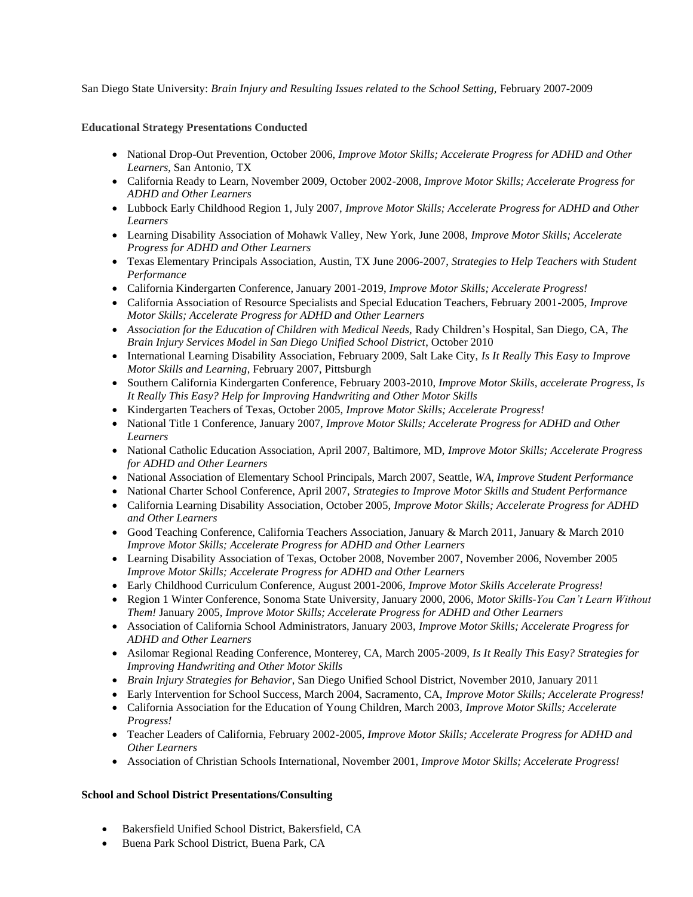San Diego State University: *Brain Injury and Resulting Issues related to the School Setting*, February 2007-2009

**Educational Strategy Presentations Conducted**

- National Drop-Out Prevention, October 2006, *Improve Motor Skills; Accelerate Progress for ADHD and Other Learners*, San Antonio, TX
- California Ready to Learn, November 2009, October 2002-2008, *Improve Motor Skills; Accelerate Progress for ADHD and Other Learners*
- Lubbock Early Childhood Region 1, July 2007, *Improve Motor Skills; Accelerate Progress for ADHD and Other Learners*
- Learning Disability Association of Mohawk Valley, New York, June 2008, *Improve Motor Skills; Accelerate Progress for ADHD and Other Learners*
- Texas Elementary Principals Association, Austin, TX June 2006-2007, *Strategies to Help Teachers with Student Performance*
- California Kindergarten Conference, January 2001-2019, *Improve Motor Skills; Accelerate Progress!*
- California Association of Resource Specialists and Special Education Teachers, February 2001-2005, *Improve Motor Skills; Accelerate Progress for ADHD and Other Learners*
- *Association for the Education of Children with Medical Needs*, Rady Children's Hospital, San Diego, CA, *The Brain Injury Services Model in San Diego Unified School District*, October 2010
- International Learning Disability Association, February 2009, Salt Lake City, *Is It Really This Easy to Improve Motor Skills and Learning*, February 2007, Pittsburgh
- Southern California Kindergarten Conference, February 2003-2010, *Improve Motor Skills, accelerate Progress, Is It Really This Easy? Help for Improving Handwriting and Other Motor Skills*
- Kindergarten Teachers of Texas, October 2005, *Improve Motor Skills; Accelerate Progress!*
- National Title 1 Conference, January 2007, *Improve Motor Skills; Accelerate Progress for ADHD and Other Learners*
- National Catholic Education Association, April 2007, Baltimore, MD, *Improve Motor Skills; Accelerate Progress for ADHD and Other Learners*
- National Association of Elementary School Principals, March 2007, Seattle, *WA, Improve Student Performance*
- National Charter School Conference, April 2007, *Strategies to Improve Motor Skills and Student Performance*
- California Learning Disability Association, October 2005, *Improve Motor Skills; Accelerate Progress for ADHD and Other Learners*
- Good Teaching Conference, California Teachers Association, January & March 2011, January & March 2010 *Improve Motor Skills; Accelerate Progress for ADHD and Other Learners*
- Learning Disability Association of Texas, October 2008, November 2007, November 2006, November 2005 *Improve Motor Skills; Accelerate Progress for ADHD and Other Learners*
- Early Childhood Curriculum Conference, August 2001-2006, *Improve Motor Skills Accelerate Progress!*
- Region 1 Winter Conference, Sonoma State University, January 2000, 2006, *Motor Skills-You Can't Learn Without Them!* January 2005, *Improve Motor Skills; Accelerate Progress for ADHD and Other Learners*
- Association of California School Administrators, January 2003, *Improve Motor Skills; Accelerate Progress for ADHD and Other Learners*
- Asilomar Regional Reading Conference, Monterey, CA, March 2005-2009, *Is It Really This Easy? Strategies for Improving Handwriting and Other Motor Skills*
- *Brain Injury Strategies for Behavior*, San Diego Unified School District, November 2010, January 2011
- Early Intervention for School Success, March 2004, Sacramento, CA, *Improve Motor Skills; Accelerate Progress!*
- California Association for the Education of Young Children, March 2003, *Improve Motor Skills; Accelerate Progress!*
- Teacher Leaders of California, February 2002-2005, *Improve Motor Skills; Accelerate Progress for ADHD and Other Learners*
- Association of Christian Schools International, November 2001, *Improve Motor Skills; Accelerate Progress!*

**School and School District Presentations/Consulting**

- Bakersfield Unified School District, Bakersfield, CA
- Buena Park School District, Buena Park, CA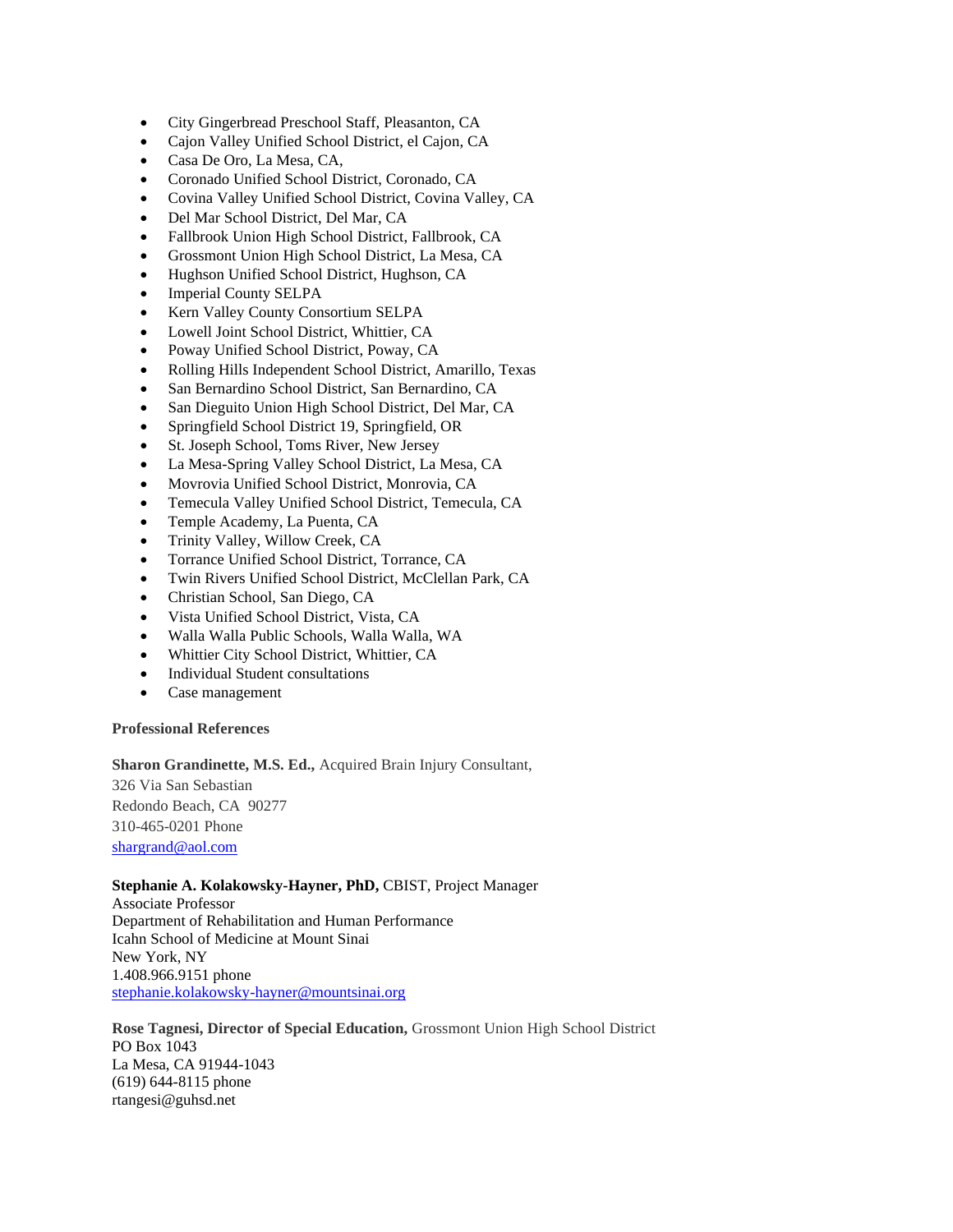- City Gingerbread Preschool Staff, Pleasanton, CA
- Cajon Valley Unified School District, el Cajon, CA
- Casa De Oro, La Mesa, CA,
- Coronado Unified School District, Coronado, CA
- Covina Valley Unified School District, Covina Valley, CA
- Del Mar School District, Del Mar, CA
- Fallbrook Union High School District, Fallbrook, CA
- Grossmont Union High School District, La Mesa, CA
- Hughson Unified School District, Hughson, CA
- Imperial County SELPA
- Kern Valley County Consortium SELPA
- Lowell Joint School District, Whittier, CA
- Poway Unified School District, Poway, CA
- Rolling Hills Independent School District, Amarillo, Texas
- San Bernardino School District, San Bernardino, CA
- San Dieguito Union High School District, Del Mar, CA
- Springfield School District 19, Springfield, OR
- St. Joseph School, Toms River, New Jersey
- La Mesa-Spring Valley School District, La Mesa, CA
- Movrovia Unified School District, Monrovia, CA
- Temecula Valley Unified School District, Temecula, CA
- Temple Academy, La Puenta, CA
- Trinity Valley, Willow Creek, CA
- Torrance Unified School District, Torrance, CA
- Twin Rivers Unified School District, McClellan Park, CA
- Christian School, San Diego, CA
- Vista Unified School District, Vista, CA
- Walla Walla Public Schools, Walla Walla, WA
- Whittier City School District, Whittier, CA
- Individual Student consultations
- Case management

**Professional References**

**Sharon Grandinette, M.S. Ed.,** Acquired Brain Injury Consultant,
326 Via San Sebastian
Redondo Beach, CA 90277
310-465-0201 Phone
shargrand@aol.com

**Stephanie A. Kolakowsky-Hayner, PhD,** CBIST, Project Manager
Associate Professor
Department of Rehabilitation and Human Performance
Icahn School of Medicine at Mount Sinai
New York, NY
1.408.966.9151 phone
stephanie.kolakowsky-hayner@mountsinai.org

**Rose Tagnesi, Director of Special Education,** Grossmont Union High School District
PO Box 1043
La Mesa, CA 91944-1043
(619) 644-8115 phone
rtangesi@guhsd.net